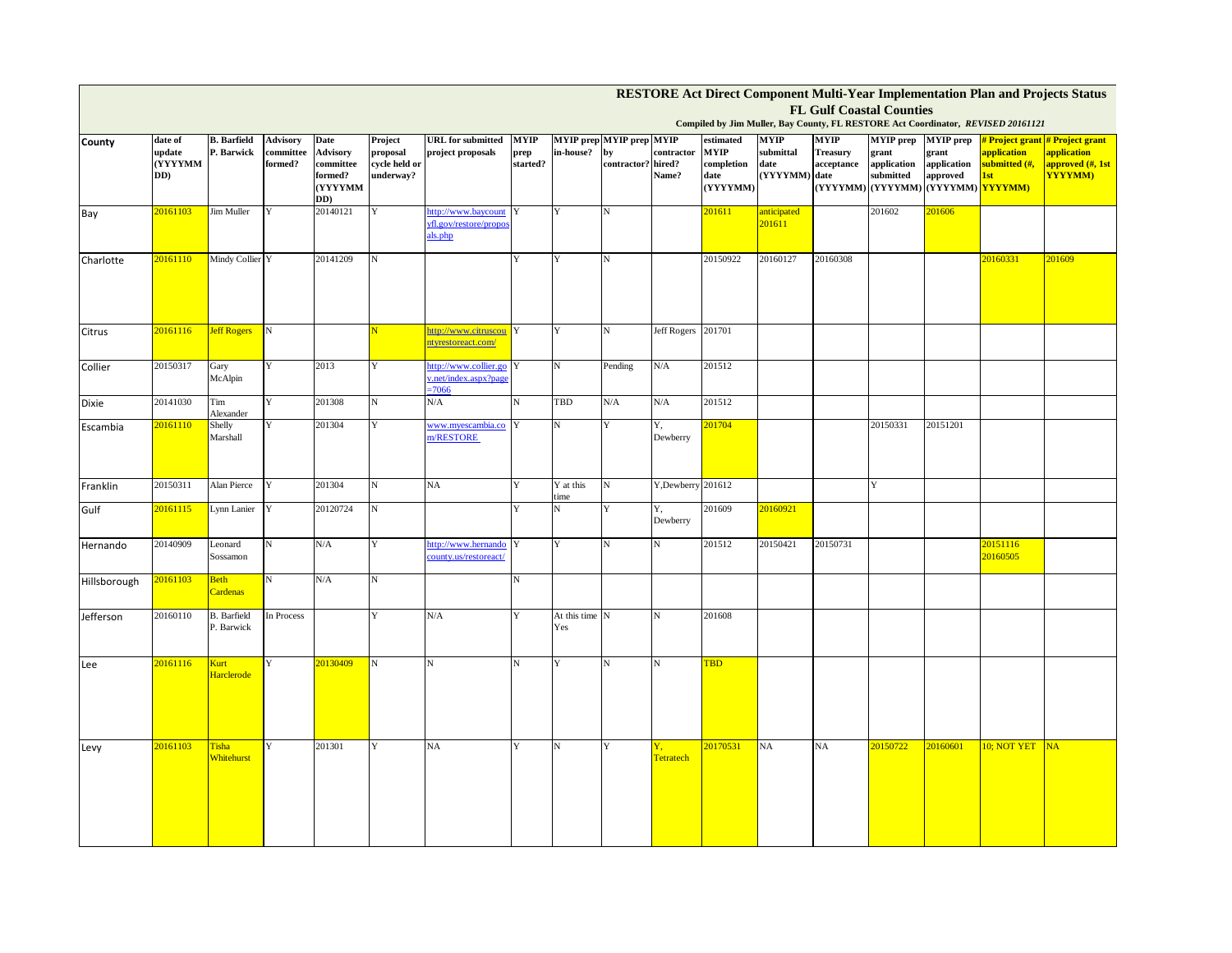# RESTORE Act Direct Component Multi-Year Implementation Plan and Projects Status

## FL Gulf Coastal Counties

**Compiled by Jim Muller, Bay County, FL RESTORE Act Coordinator, *REVISED 20161121***

| County | date of update (YYYYMMDD) | B. Barfield P. Barwick | Advisory committee formed? | Date Advisory committee formed? (YYYYMMDD) | Project proposal cycle held or underway? | URL for submitted project proposals | MYIP prep started? | MYIP prep in-house? | MYIP prep by contractor? | MYIP contractor hired? Name? | estimated MYIP completion date (YYYYMM) | MYIP submittal date (YYYYMM) | MYIP Treasury acceptance date (YYYYMM) | MYIP prep grant application submitted (YYYYMM) | MYIP prep grant application approved (YYYYMM) | # Project grant application submitted (#, 1st YYYYMM) | # Project grant application approved (#, 1st YYYYMM) |
|---|---|---|---|---|---|---|---|---|---|---|---|---|---|---|---|---|---|
| Bay | 20161103 | Jim Muller | Y | 20140121 | Y | http://www.baycountyfl.gov/restore/proposals.php | Y | Y | N | | 201611 | anticipated 201611 | | 201602 | 201606 | | |
| Charlotte | 20161110 | Mindy Collier | Y | 20141209 | N | | Y | Y | N | | 20150922 | 20160127 | 20160308 | | | 20160331 | 201609 |
| Citrus | 20161116 | Jeff Rogers | N | | N | http://www.citruscountyrestoreact.com/ | Y | Y | N | Jeff Rogers | 201701 | | | | | | |
| Collier | 20150317 | Gary McAlpin | Y | 2013 | Y | http://www.collier.gov.net/index.aspx?page=7066 | Y | N | Pending | N/A | 201512 | | | | | | |
| Dixie | 20141030 | Tim Alexander | Y | 201308 | N | N/A | N | TBD | N/A | N/A | 201512 | | | | | | |
| Escambia | 20161110 | Shelly Marshall | Y | 201304 | Y | www.myescambia.com/RESTORE | Y | N | Y | Y, Dewberry | 201704 | | | 20150331 | 20151201 | | |
| Franklin | 20150311 | Alan Pierce | Y | 201304 | N | NA | Y | Y at this time | N | Y,Dewberry | 201612 | | | Y | | | |
| Gulf | 20161115 | Lynn Lanier | Y | 20120724 | N | | Y | N | Y | Y, Dewberry | 201609 | 20160921 | | | | | |
| Hernando | 20140909 | Leonard Sossamon | N | N/A | Y | http://www.hernandocounty.us/restoreact/ | Y | Y | N | N | 201512 | 20150421 | 20150731 | | | 20151116 20160505 | |
| Hillsborough | 20161103 | Beth Cardenas | N | N/A | N | | N | | | | | | | | | | |
| Jefferson | 20160110 | B. Barfield P. Barwick | In Process | | Y | N/A | Y | At this time Yes | N | N | 201608 | | | | | | |
| Lee | 20161116 | Kurt Harclerode | Y | 20130409 | N | N | N | Y | N | N | TBD | | | | | | |
| Levy | 20161103 | Tisha Whitehurst | Y | 201301 | Y | NA | Y | N | Y | Y, Tetratech | 20170531 | NA | NA | 20150722 | 20160601 | 10; NOT YET | NA |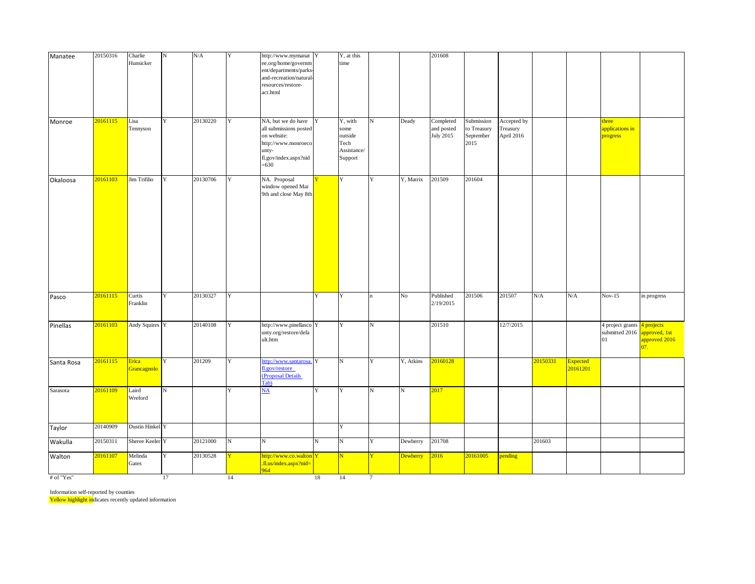| | | | | | | | | | | | | | | | | | |
|---|---|---|---|---|---|---|---|---|---|---|---|---|---|---|---|---|---|
| Manatee | 20150316 | Charlie Hunsicker | N | N/A | Y | http://www.mymanatee.org/home/government/departments/parks-and-recreation/natural-resources/restore-act.html | Y | Y, at this time | | | 201608 | | | | | | |
| Monroe | 20161115 | Lisa Tennyson | Y | 20130220 | Y | NA, but we do have all submissions posted on website: http://www.monroecounty-fl.gov/index.aspx?nid=630 | Y | Y, with some outside Tech Assistance/ Support | N | Deady | Completed and posted July 2015 | Submission to Treasury September 2015 | Accepted by Treasury April 2016 | | | three applications in progress | |
| Okaloosa | 20161103 | Jim Trifilio | Y | 20130706 | Y | NA. Proposal window opened Mar 9th and close May 8th | Y | Y | Y | Y, Matrix | 201509 | 201604 | | | | | |
| Pasco | 20161115 | Curtis Franklin | Y | 20130327 | Y | | Y | Y | n | No | Published 2/19/2015 | 201506 | 201507 | N/A | N/A | Nov-15 | in progress |
| Pinellas | 20161103 | Andy Squires | Y | 20140108 | Y | http://www.pinellascounty.org/restore/default.htm | Y | Y | N | | 201510 | | 12/7/2015 | | | 4 project grants submitted 2016 01 | 4 projects approved, 1st approved 2016 07. |
| Santa Rosa | 20161115 | Erica Grancagnolo | Y | 201209 | Y | http://www.santarosa.fl.gov/restore (Proposal Details Tab) | Y | N | Y | Y, Atkins | 20160128 | | | 20150331 | Expected 20161201 | | |
| Sarasota | 20161109 | Laird Wreford | N | | Y | NA | Y | Y | N | N | 2017 | | | | | | |
| Taylor | 20140909 | Dustin Hinkel | Y | | | | | Y | | | | | | | | | |
| Wakulla | 20150311 | Sheree Keeler | Y | 20121000 | N | N | N | N | Y | Dewberry | 201708 | | | 201603 | | | |
| Walton | 20161107 | Melinda Gates | Y | 20130528 | Y | http://www.co.walton.fl.us/index.aspx?nid=964 | Y | N | Y | Dewberry | 2016 | 20161005 | pending | | | | |
| # of "Yes" | | | 17 | | 14 | | 18 | 14 | 7 | | | | | | | | |

Information self-reported by counties

Yellow highlight indicates recently updated information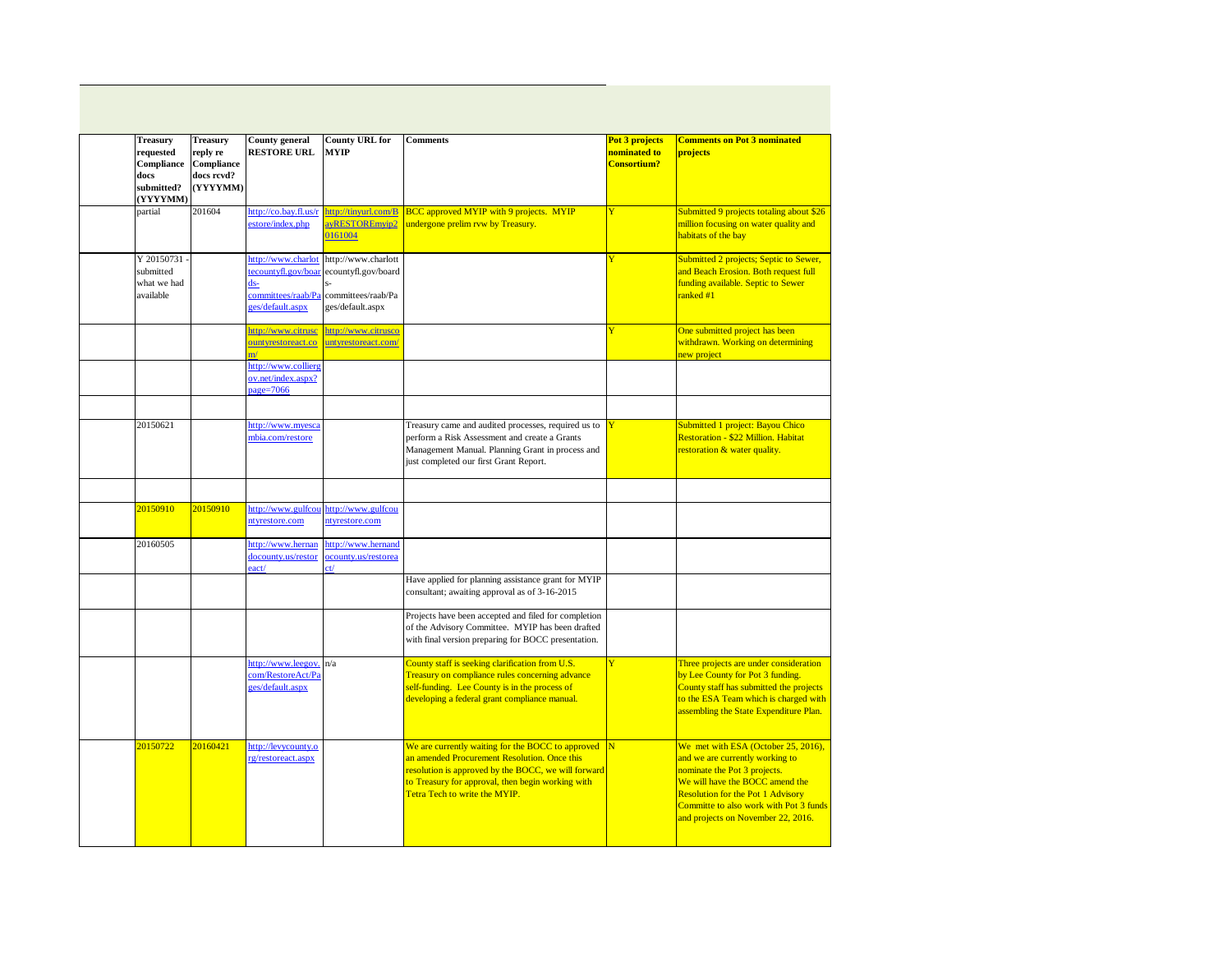| | Treasury requested Compliance docs submitted? (YYYYMM) | Treasury reply re Compliance docs rcvd? (YYYYMM) | County general RESTORE URL | County URL for MYIP | Comments | Pot 3 projects nominated to Consortium? | Comments on Pot 3 nominated projects |
|---|---|---|---|---|---|---|---|
| | partial | 201604 | http://co.bay.fl.us/restore/index.php | http://tinyurl.com/BayRESTOREmyip20161004 | BCC approved MYIP with 9 projects. MYIP undergone prelim rvw by Treasury. | Y | Submitted 9 projects totaling about $26 million focusing on water quality and habitats of the bay |
| | Y 20150731 - submitted what we had available | | http://www.charlottecountyfl.gov/boards-committees/raab/Pages/default.aspx | http://www.charlottecountyfl.gov/boards-committees/raab/Pages/default.aspx | | Y | Submitted 2 projects; Septic to Sewer, and Beach Erosion. Both request full funding available. Septic to Sewer ranked #1 |
| | | | http://www.citruscountyrestoreact.com/ | http://www.citruscountyrestoreact.com/ | | Y | One submitted project has been withdrawn. Working on determining new project |
| | | | http://www.colliergov.net/index.aspx?page=7066 | | | | |
| | | | | | | | |
| | 20150621 | | http://www.myescambia.com/restore | | Treasury came and audited processes, required us to perform a Risk Assessment and create a Grants Management Manual. Planning Grant in process and just completed our first Grant Report. | Y | Submitted 1 project: Bayou Chico Restoration - $22 Million. Habitat restoration & water quality. |
| | | | | | | | |
| | 20150910 | 20150910 | http://www.gulfcountyrestore.com | http://www.gulfcountyrestore.com | | | |
| | 20160505 | | http://www.hernandocounty.us/restoreact/ | http://www.hernandocounty.us/restoreact/ | | | |
| | | | | | Have applied for planning assistance grant for MYIP consultant; awaiting approval as of 3-16-2015 | | |
| | | | | | Projects have been accepted and filed for completion of the Advisory Committee. MYIP has been drafted with final version preparing for BOCC presentation. | | |
| | | | http://www.leegov.com/RestoreAct/Pages/default.aspx | n/a | County staff is seeking clarification from U.S. Treasury on compliance rules concerning advance self-funding. Lee County is in the process of developing a federal grant compliance manual. | Y | Three projects are under consideration by Lee County for Pot 3 funding. County staff has submitted the projects to the ESA Team which is charged with assembling the State Expenditure Plan. |
| | 20150722 | 20160421 | http://levycounty.org/restoreact.aspx | | We are currently waiting for the BOCC to approved an amended Procurement Resolution. Once this resolution is approved by the BOCC, we will forward to Treasury for approval, then begin working with Tetra Tech to write the MYIP. | N | We met with ESA (October 25, 2016), and we are currently working to nominate the Pot 3 projects. We will have the BOCC amend the Resolution for the Pot 1 Advisory Committe to also work with Pot 3 funds and projects on November 22, 2016. |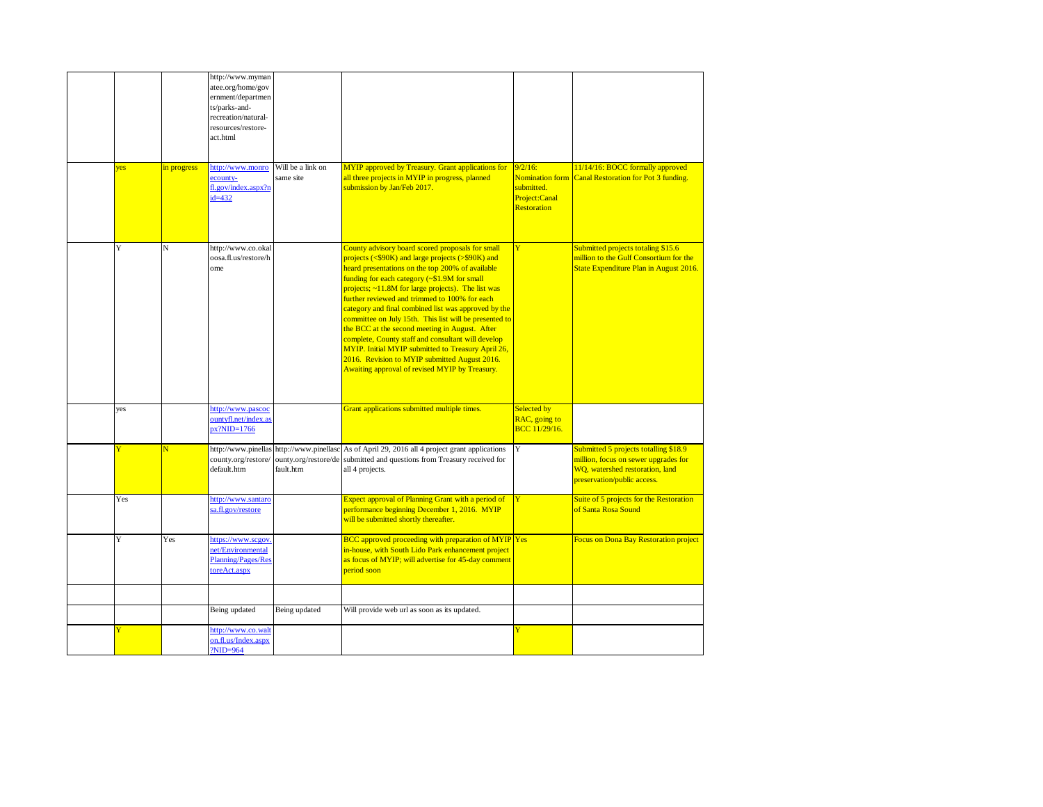| | | | | | | | |
|---|---|---|---|---|---|---|---|
| | | | http://www.mymanatee.org/home/government/departments/parks-and-recreation/natural-resources/restore-act.html | | | | |
| | yes | in progress | http://www.monroecounty-fl.gov/index.aspx?nid=432 | Will be a link on same site | MYIP approved by Treasury. Grant applications for all three projects in MYIP in progress, planned submission by Jan/Feb 2017. | 9/2/16: Nomination form submitted. Project:Canal Restoration | 11/14/16: BOCC formally approved Canal Restoration for Pot 3 funding. |
| | Y | N | http://www.co.okaloosa.fl.us/restore/home | | County advisory board scored proposals for small projects (<$90K) and large projects (>$90K) and heard presentations on the top 200% of available funding for each category (~$1.9M for small projects; ~11.8M for large projects). The list was further reviewed and trimmed to 100% for each category and final combined list was approved by the committee on July 15th. This list will be presented to the BCC at the second meeting in August. After complete, County staff and consultant will develop MYIP. Initial MYIP submitted to Treasury April 26, 2016. Revision to MYIP submitted August 2016. Awaiting approval of revised MYIP by Treasury. | Y | Submitted projects totaling $15.6 million to the Gulf Consortium for the State Expenditure Plan in August 2016. |
| | yes | | http://www.pascocountyfl.net/index.aspx?NID=1766 | | Grant applications submitted multiple times. | Selected by RAC, going to BCC 11/29/16. | |
| | Y | N | http://www.pinellascounty.org/restore/default.htm | http://www.pinellascounty.org/restore/default.htm | As of April 29, 2016 all 4 project grant applications submitted and questions from Treasury received for all 4 projects. | Y | Submitted 5 projects totalling $18.9 million, focus on sewer upgrades for WQ, watershed restoration, land preservation/public access. |
| | Yes | | http://www.santarosa.fl.gov/restore | | Expect approval of Planning Grant with a period of performance beginning December 1, 2016. MYIP will be submitted shortly thereafter. | Y | Suite of 5 projects for the Restoration of Santa Rosa Sound |
| | Y | Yes | https://www.scgov.net/EnvironmentalPlanning/Pages/RestoreAct.aspx | | BCC approved proceeding with preparation of MYIP in-house, with South Lido Park enhancement project as focus of MYIP; will advertise for 45-day comment period soon | Yes | Focus on Dona Bay Restoration project |
| | | | | | | | |
| | | | Being updated | Being updated | Will provide web url as soon as its updated. | | |
| | Y | | http://www.co.walton.fl.us/Index.aspx?NID=964 | | | Y | |